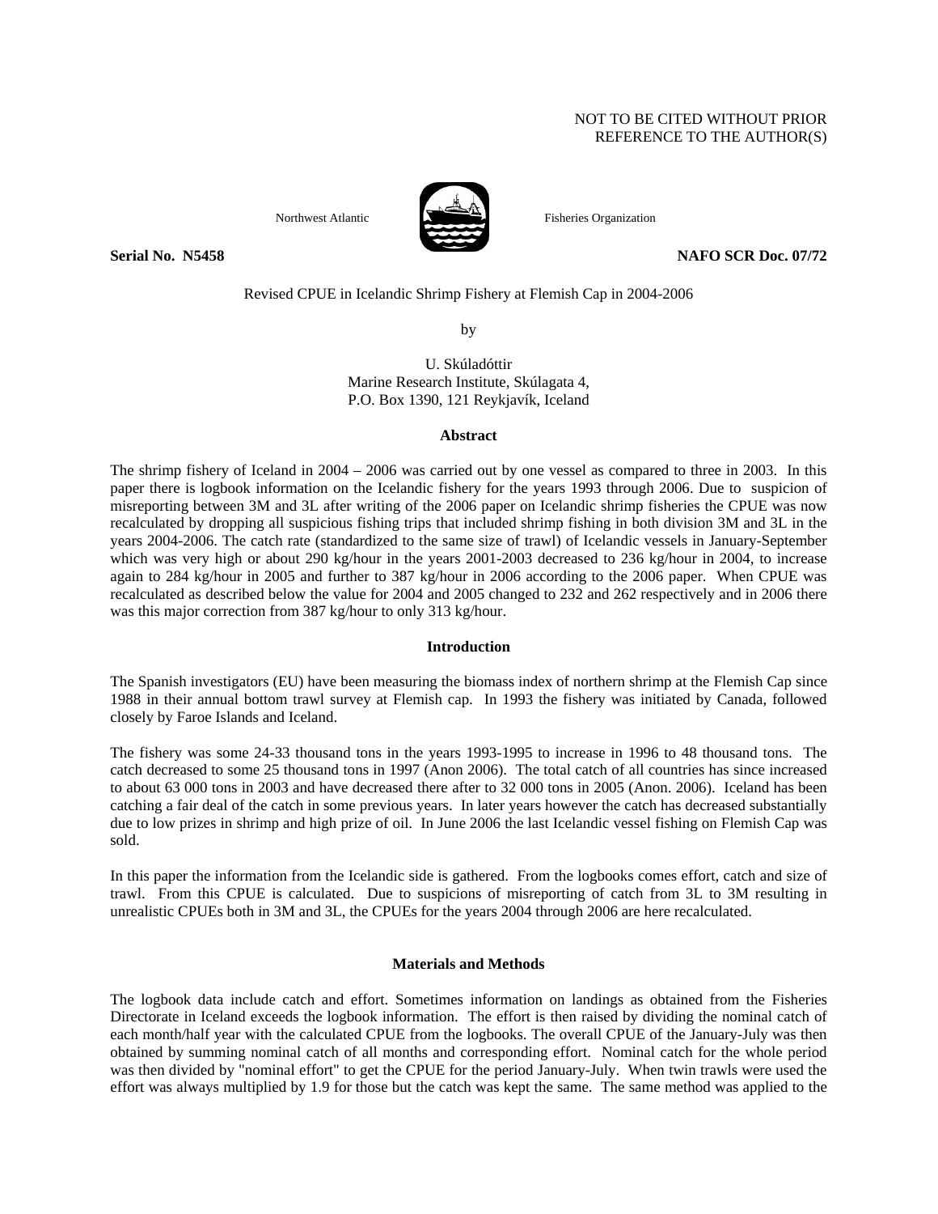NOT TO BE CITED WITHOUT PRIOR
REFERENCE TO THE AUTHOR(S)

Northwest Atlantic Fisheries Organization

**Serial No. N5458** **NAFO SCR Doc. 07/72**

Revised CPUE in Icelandic Shrimp Fishery at Flemish Cap in 2004-2006

by

U. Skúladóttir
Marine Research Institute, Skúlagata 4,
P.O. Box 1390, 121 Reykjavík, Iceland

## Abstract

The shrimp fishery of Iceland in 2004 – 2006 was carried out by one vessel as compared to three in 2003. In this paper there is logbook information on the Icelandic fishery for the years 1993 through 2006. Due to suspicion of misreporting between 3M and 3L after writing of the 2006 paper on Icelandic shrimp fisheries the CPUE was now recalculated by dropping all suspicious fishing trips that included shrimp fishing in both division 3M and 3L in the years 2004-2006. The catch rate (standardized to the same size of trawl) of Icelandic vessels in January-September which was very high or about 290 kg/hour in the years 2001-2003 decreased to 236 kg/hour in 2004, to increase again to 284 kg/hour in 2005 and further to 387 kg/hour in 2006 according to the 2006 paper. When CPUE was recalculated as described below the value for 2004 and 2005 changed to 232 and 262 respectively and in 2006 there was this major correction from 387 kg/hour to only 313 kg/hour.

## Introduction

The Spanish investigators (EU) have been measuring the biomass index of northern shrimp at the Flemish Cap since 1988 in their annual bottom trawl survey at Flemish cap. In 1993 the fishery was initiated by Canada, followed closely by Faroe Islands and Iceland.

The fishery was some 24-33 thousand tons in the years 1993-1995 to increase in 1996 to 48 thousand tons. The catch decreased to some 25 thousand tons in 1997 (Anon 2006). The total catch of all countries has since increased to about 63 000 tons in 2003 and have decreased there after to 32 000 tons in 2005 (Anon. 2006). Iceland has been catching a fair deal of the catch in some previous years. In later years however the catch has decreased substantially due to low prizes in shrimp and high prize of oil. In June 2006 the last Icelandic vessel fishing on Flemish Cap was sold.

In this paper the information from the Icelandic side is gathered. From the logbooks comes effort, catch and size of trawl. From this CPUE is calculated. Due to suspicions of misreporting of catch from 3L to 3M resulting in unrealistic CPUEs both in 3M and 3L, the CPUEs for the years 2004 through 2006 are here recalculated.

## Materials and Methods

The logbook data include catch and effort. Sometimes information on landings as obtained from the Fisheries Directorate in Iceland exceeds the logbook information. The effort is then raised by dividing the nominal catch of each month/half year with the calculated CPUE from the logbooks. The overall CPUE of the January-July was then obtained by summing nominal catch of all months and corresponding effort. Nominal catch for the whole period was then divided by "nominal effort" to get the CPUE for the period January-July. When twin trawls were used the effort was always multiplied by 1.9 for those but the catch was kept the same. The same method was applied to the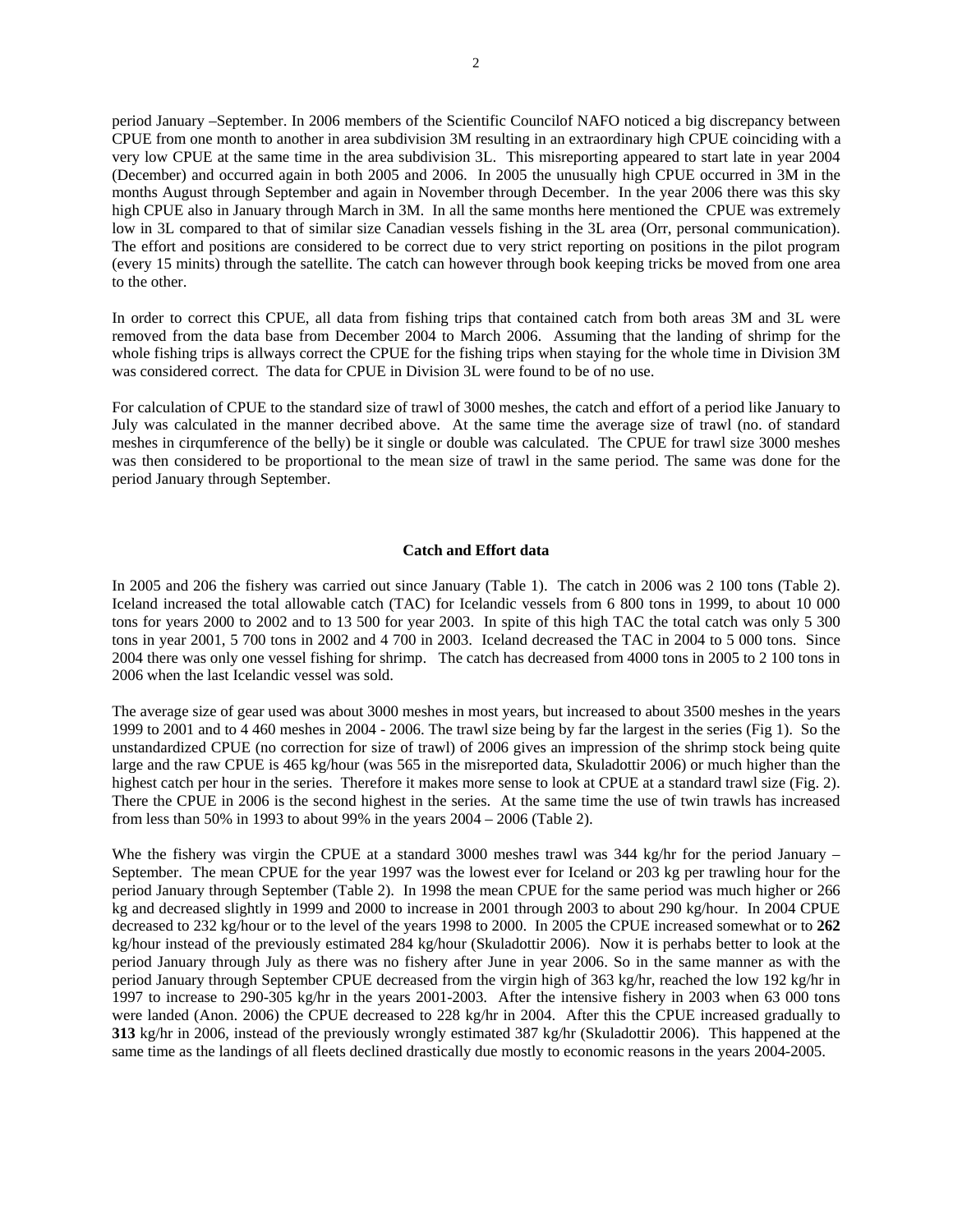period January –September. In 2006 members of the Scientific Councilof NAFO noticed a big discrepancy between CPUE from one month to another in area subdivision 3M resulting in an extraordinary high CPUE coinciding with a very low CPUE at the same time in the area subdivision 3L. This misreporting appeared to start late in year 2004 (December) and occurred again in both 2005 and 2006. In 2005 the unusually high CPUE occurred in 3M in the months August through September and again in November through December. In the year 2006 there was this sky high CPUE also in January through March in 3M. In all the same months here mentioned the CPUE was extremely low in 3L compared to that of similar size Canadian vessels fishing in the 3L area (Orr, personal communication). The effort and positions are considered to be correct due to very strict reporting on positions in the pilot program (every 15 minits) through the satellite. The catch can however through book keeping tricks be moved from one area to the other.

In order to correct this CPUE, all data from fishing trips that contained catch from both areas 3M and 3L were removed from the data base from December 2004 to March 2006. Assuming that the landing of shrimp for the whole fishing trips is allways correct the CPUE for the fishing trips when staying for the whole time in Division 3M was considered correct. The data for CPUE in Division 3L were found to be of no use.

For calculation of CPUE to the standard size of trawl of 3000 meshes, the catch and effort of a period like January to July was calculated in the manner decribed above. At the same time the average size of trawl (no. of standard meshes in cirqumference of the belly) be it single or double was calculated. The CPUE for trawl size 3000 meshes was then considered to be proportional to the mean size of trawl in the same period. The same was done for the period January through September.

## Catch and Effort data

In 2005 and 206 the fishery was carried out since January (Table 1). The catch in 2006 was 2 100 tons (Table 2). Iceland increased the total allowable catch (TAC) for Icelandic vessels from 6 800 tons in 1999, to about 10 000 tons for years 2000 to 2002 and to 13 500 for year 2003. In spite of this high TAC the total catch was only 5 300 tons in year 2001, 5 700 tons in 2002 and 4 700 in 2003. Iceland decreased the TAC in 2004 to 5 000 tons. Since 2004 there was only one vessel fishing for shrimp. The catch has decreased from 4000 tons in 2005 to 2 100 tons in 2006 when the last Icelandic vessel was sold.

The average size of gear used was about 3000 meshes in most years, but increased to about 3500 meshes in the years 1999 to 2001 and to 4 460 meshes in 2004 - 2006. The trawl size being by far the largest in the series (Fig 1). So the unstandardized CPUE (no correction for size of trawl) of 2006 gives an impression of the shrimp stock being quite large and the raw CPUE is 465 kg/hour (was 565 in the misreported data, Skuladottir 2006) or much higher than the highest catch per hour in the series. Therefore it makes more sense to look at CPUE at a standard trawl size (Fig. 2). There the CPUE in 2006 is the second highest in the series. At the same time the use of twin trawls has increased from less than 50% in 1993 to about 99% in the years 2004 – 2006 (Table 2).

Whe the fishery was virgin the CPUE at a standard 3000 meshes trawl was 344 kg/hr for the period January – September. The mean CPUE for the year 1997 was the lowest ever for Iceland or 203 kg per trawling hour for the period January through September (Table 2). In 1998 the mean CPUE for the same period was much higher or 266 kg and decreased slightly in 1999 and 2000 to increase in 2001 through 2003 to about 290 kg/hour. In 2004 CPUE decreased to 232 kg/hour or to the level of the years 1998 to 2000. In 2005 the CPUE increased somewhat or to **262** kg/hour instead of the previously estimated 284 kg/hour (Skuladottir 2006). Now it is perhaps better to look at the period January through July as there was no fishery after June in year 2006. So in the same manner as with the period January through September CPUE decreased from the virgin high of 363 kg/hr, reached the low 192 kg/hr in 1997 to increase to 290-305 kg/hr in the years 2001-2003. After the intensive fishery in 2003 when 63 000 tons were landed (Anon. 2006) the CPUE decreased to 228 kg/hr in 2004. After this the CPUE increased gradually to **313** kg/hr in 2006, instead of the previously wrongly estimated 387 kg/hr (Skuladottir 2006). This happened at the same time as the landings of all fleets declined drastically due mostly to economic reasons in the years 2004-2005.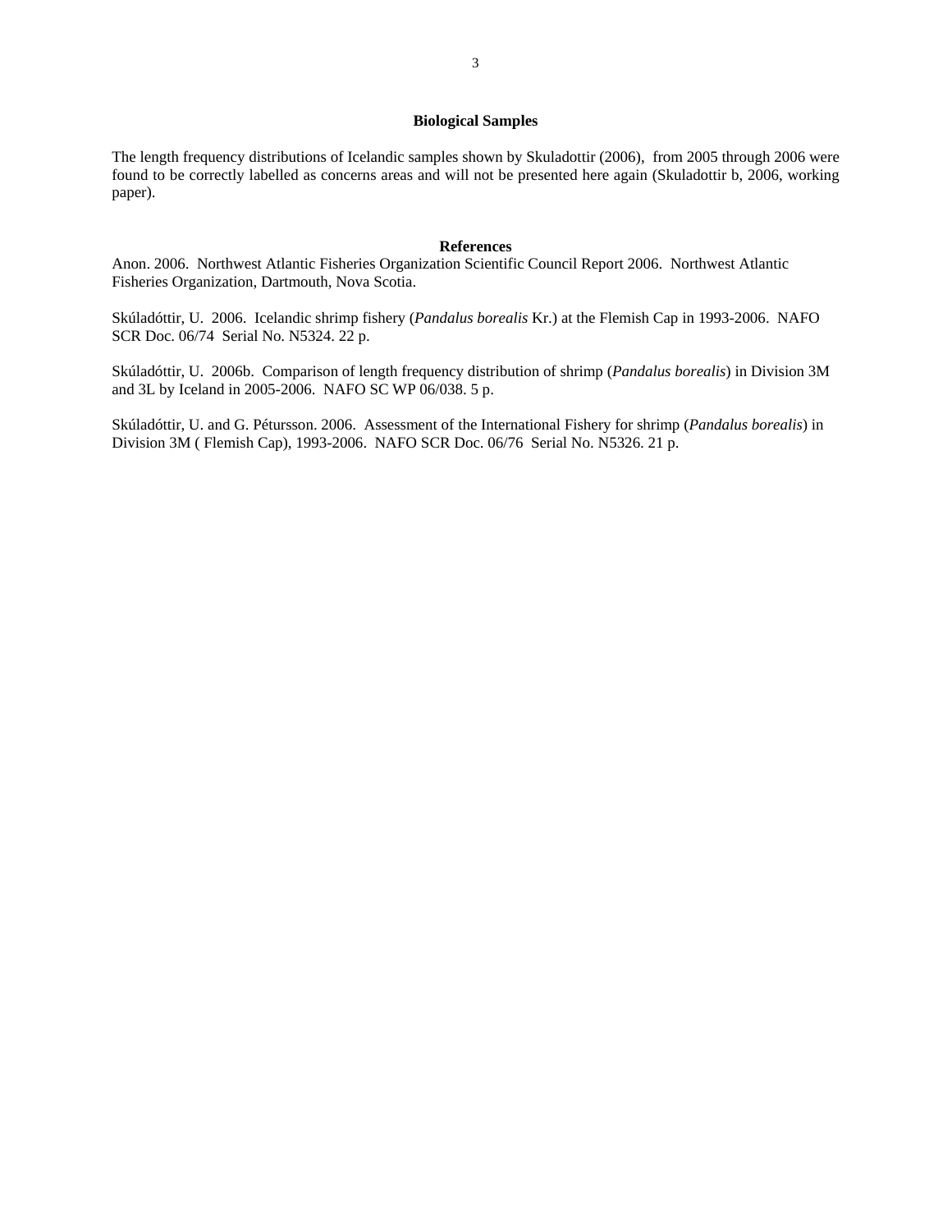## Biological Samples

The length frequency distributions of Icelandic samples shown by Skuladottir (2006), from 2005 through 2006 were found to be correctly labelled as concerns areas and will not be presented here again (Skuladottir b, 2006, working paper).

## References

Anon. 2006. Northwest Atlantic Fisheries Organization Scientific Council Report 2006. Northwest Atlantic Fisheries Organization, Dartmouth, Nova Scotia.

Skúladóttir, U. 2006. Icelandic shrimp fishery (*Pandalus borealis* Kr.) at the Flemish Cap in 1993-2006. NAFO SCR Doc. 06/74 Serial No. N5324. 22 p.

Skúladóttir, U. 2006b. Comparison of length frequency distribution of shrimp (*Pandalus borealis*) in Division 3M and 3L by Iceland in 2005-2006. NAFO SC WP 06/038. 5 p.

Skúladóttir, U. and G. Pétursson. 2006. Assessment of the International Fishery for shrimp (*Pandalus borealis*) in Division 3M ( Flemish Cap), 1993-2006. NAFO SCR Doc. 06/76 Serial No. N5326. 21 p.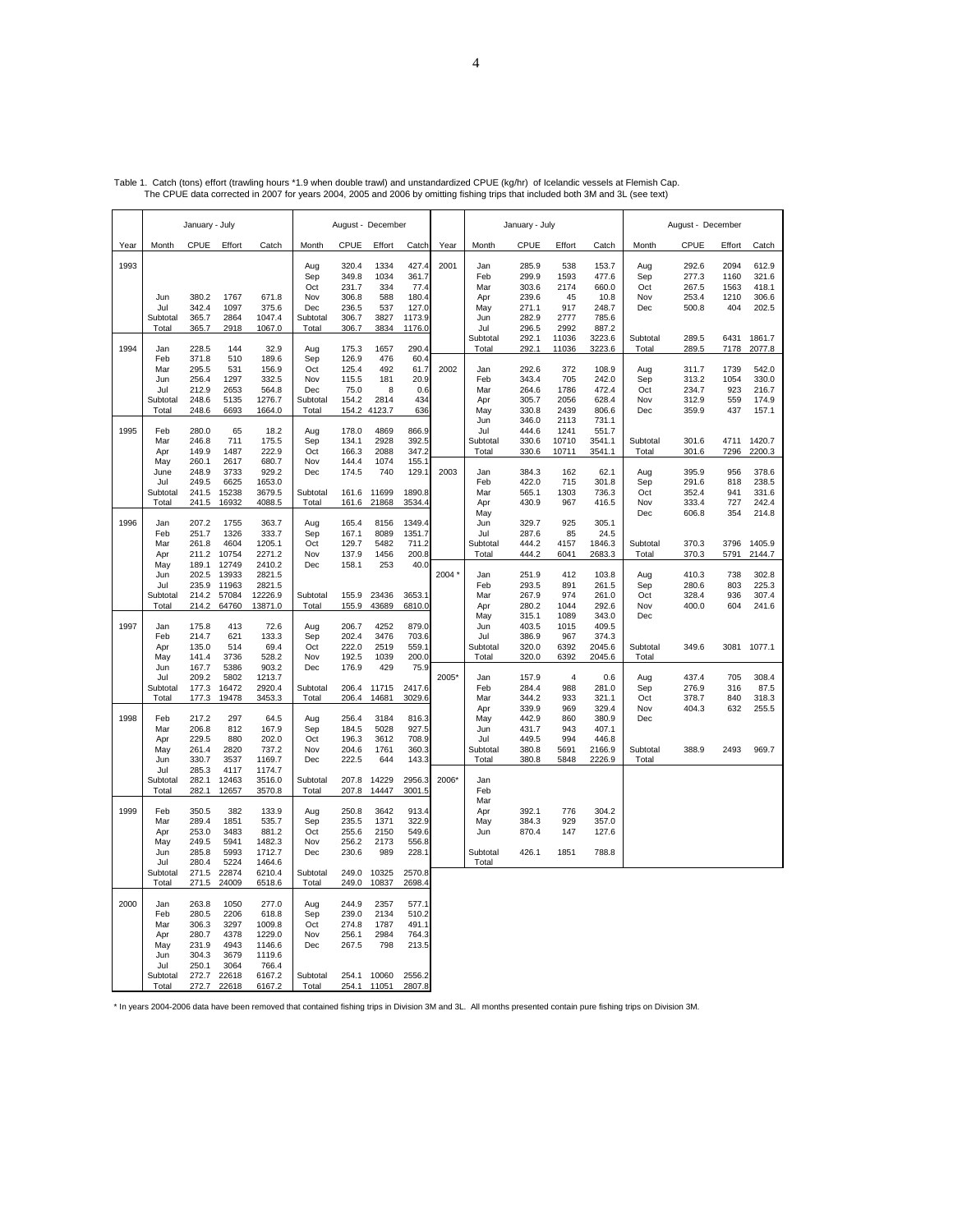Table 1. Catch (tons) effort (trawling hours *1.9 when double trawl) and unstandardized CPUE (kg/hr) of Icelandic vessels at Flemish Cap.
The CPUE data corrected in 2007 for years 2004, 2005 and 2006 by omitting fishing trips that included both 3M and 3L (see text)

| | January - July | | | | August - December | | | |
|---|---|---|---|---|---|---|---|---|
| Year | Month | CPUE | Effort | Catch | Month | CPUE | Effort | Catch |
| 1993 | | | | | Aug | 320.4 | 1334 | 427.4 |
| | | | | | Sep | 349.8 | 1034 | 361.7 |
| | | | | | Oct | 231.7 | 334 | 77.4 |
| | Jun | 380.2 | 1767 | 671.8 | Nov | 306.8 | 588 | 180.4 |
| | Jul | 342.4 | 1097 | 375.6 | Dec | 236.5 | 537 | 127.0 |
| | Subtotal | 365.7 | 2864 | 1047.4 | Subtotal | 306.7 | 3827 | 1173.9 |
| | Total | 365.7 | 2918 | 1067.0 | Total | 306.7 | 3834 | 1176.0 |
| 1994 | Jan | 228.5 | 144 | 32.9 | Aug | 175.3 | 1657 | 290.4 |
| | Feb | 371.8 | 510 | 189.6 | Sep | 126.9 | 476 | 60.4 |
| | Mar | 295.5 | 531 | 156.9 | Oct | 125.4 | 492 | 61.7 |
| | Jun | 256.4 | 1297 | 332.5 | Nov | 115.5 | 181 | 20.9 |
| | Jul | 212.9 | 2653 | 564.8 | Dec | 75.0 | 8 | 0.6 |
| | Subtotal | 248.6 | 5135 | 1276.7 | Subtotal | 154.2 | 2814 | 434 |
| | Total | 248.6 | 6693 | 1664.0 | Total | 154.2 | 4123.7 | 636 |
| 1995 | Feb | 280.0 | 65 | 18.2 | Aug | 178.0 | 4869 | 866.9 |
| | Mar | 246.8 | 711 | 175.5 | Sep | 134.1 | 2928 | 392.5 |
| | Apr | 149.9 | 1487 | 222.9 | Oct | 166.3 | 2088 | 347.2 |
| | May | 260.1 | 2617 | 680.7 | Nov | 144.4 | 1074 | 155.1 |
| | June | 248.9 | 3733 | 929.2 | Dec | 174.5 | 740 | 129.1 |
| | Jul | 249.5 | 6625 | 1653.0 | | | | |
| | Subtotal | 241.5 | 15238 | 3679.5 | Subtotal | 161.6 | 11699 | 1890.8 |
| | Total | 241.5 | 16932 | 4088.5 | Total | 161.6 | 21868 | 3534.4 |
| 1996 | Jan | 207.2 | 1755 | 363.7 | Aug | 165.4 | 8156 | 1349.4 |
| | Feb | 251.7 | 1326 | 333.7 | Sep | 167.1 | 8089 | 1351.7 |
| | Mar | 261.8 | 4604 | 1205.1 | Oct | 129.7 | 5482 | 711.2 |
| | Apr | 211.2 | 10754 | 2271.2 | Nov | 137.9 | 1456 | 200.8 |
| | May | 189.1 | 12749 | 2410.2 | Dec | 158.1 | 253 | 40.0 |
| | Jun | 202.5 | 13933 | 2821.5 | | | | |
| | Jul | 235.9 | 11963 | 2821.5 | | | | |
| | Subtotal | 214.2 | 57084 | 12226.9 | Subtotal | 155.9 | 23436 | 3653.1 |
| | Total | 214.2 | 64760 | 13871.0 | Total | 155.9 | 43689 | 6810.0 |
| 1997 | Jan | 175.8 | 413 | 72.6 | Aug | 206.7 | 4252 | 879.0 |
| | Feb | 214.7 | 621 | 133.3 | Sep | 202.4 | 3476 | 703.6 |
| | Apr | 135.0 | 514 | 69.4 | Oct | 222.0 | 2519 | 559.1 |
| | May | 141.4 | 3736 | 528.2 | Nov | 192.5 | 1039 | 200.0 |
| | Jun | 167.7 | 5386 | 903.2 | Dec | 176.9 | 429 | 75.9 |
| | Jul | 209.2 | 5802 | 1213.7 | | | | |
| | Subtotal | 177.3 | 16472 | 2920.4 | Subtotal | 206.4 | 11715 | 2417.6 |
| | Total | 177.3 | 19478 | 3453.3 | Total | 206.4 | 14681 | 3029.6 |
| 1998 | Feb | 217.2 | 297 | 64.5 | Aug | 256.4 | 3184 | 816.3 |
| | Mar | 206.8 | 812 | 167.9 | Sep | 184.5 | 5028 | 927.5 |
| | Apr | 229.5 | 880 | 202.0 | Oct | 196.3 | 3612 | 708.9 |
| | May | 261.4 | 2820 | 737.2 | Nov | 204.6 | 1761 | 360.3 |
| | Jun | 330.7 | 3537 | 1169.7 | Dec | 222.5 | 644 | 143.3 |
| | Jul | 285.3 | 4117 | 1174.7 | | | | |
| | Subtotal | 282.1 | 12463 | 3516.0 | Subtotal | 207.8 | 14229 | 2956.3 |
| | Total | 282.1 | 12657 | 3570.8 | Total | 207.8 | 14447 | 3001.5 |
| 1999 | Feb | 350.5 | 382 | 133.9 | Aug | 250.8 | 3642 | 913.4 |
| | Mar | 289.4 | 1851 | 535.7 | Sep | 235.5 | 1371 | 322.9 |
| | Apr | 253.0 | 3483 | 881.2 | Oct | 255.6 | 2150 | 549.6 |
| | May | 249.5 | 5941 | 1482.3 | Nov | 256.2 | 2173 | 556.8 |
| | Jun | 285.8 | 5993 | 1712.7 | Dec | 230.6 | 989 | 228.1 |
| | Jul | 280.4 | 5224 | 1464.6 | | | | |
| | Subtotal | 271.5 | 22874 | 6210.4 | Subtotal | 249.0 | 10325 | 2570.8 |
| | Total | 271.5 | 24009 | 6518.6 | Total | 249.0 | 10837 | 2698.4 |
| 2000 | Jan | 263.8 | 1050 | 277.0 | Aug | 244.9 | 2357 | 577.1 |
| | Feb | 280.5 | 2206 | 618.8 | Sep | 239.0 | 2134 | 510.2 |
| | Mar | 306.3 | 3297 | 1009.8 | Oct | 274.8 | 1787 | 491.1 |
| | Apr | 280.7 | 4378 | 1229.0 | Nov | 256.1 | 2984 | 764.3 |
| | May | 231.9 | 4943 | 1146.6 | Dec | 267.5 | 798 | 213.5 |
| | Jun | 304.3 | 3679 | 1119.6 | | | | |
| | Jul | 250.1 | 3064 | 766.4 | | | | |
| | Subtotal | 272.7 | 22618 | 6167.2 | Subtotal | 254.1 | 10060 | 2556.2 |
| | Total | 272.7 | 22618 | 6167.2 | Total | 254.1 | 11051 | 2807.8 |
| 2001 | Jan | 285.9 | 538 | 153.7 | Aug | 292.6 | 2094 | 612.9 |
| | Feb | 299.9 | 1593 | 477.6 | Sep | 277.3 | 1160 | 321.6 |
| | Mar | 303.6 | 2174 | 660.0 | Oct | 267.5 | 1563 | 418.1 |
| | Apr | 239.6 | 45 | 10.8 | Nov | 253.4 | 1210 | 306.6 |
| | May | 271.1 | 917 | 248.7 | Dec | 500.8 | 404 | 202.5 |
| | Jun | 282.9 | 2777 | 785.6 | | | | |
| | Jul | 296.5 | 2992 | 887.2 | | | | |
| | Subtotal | 292.1 | 11036 | 3223.6 | Subtotal | 289.5 | 6431 | 1861.7 |
| | Total | 292.1 | 11036 | 3223.6 | Total | 289.5 | 7178 | 2077.8 |
| 2002 | Jan | 292.6 | 372 | 108.9 | Aug | 311.7 | 1739 | 542.0 |
| | Feb | 343.4 | 705 | 242.0 | Sep | 313.2 | 1054 | 330.0 |
| | Mar | 264.6 | 1786 | 472.4 | Oct | 234.7 | 923 | 216.7 |
| | Apr | 305.7 | 2056 | 628.4 | Nov | 312.9 | 559 | 174.9 |
| | May | 330.8 | 2439 | 806.6 | Dec | 359.9 | 437 | 157.1 |
| | Jun | 346.0 | 2113 | 731.1 | | | | |
| | Jul | 444.6 | 1241 | 551.7 | | | | |
| | Subtotal | 330.6 | 10710 | 3541.1 | Subtotal | 301.6 | 4711 | 1420.7 |
| | Total | 330.6 | 10711 | 3541.1 | Total | 301.6 | 7296 | 2200.3 |
| 2003 | Jan | 384.3 | 162 | 62.1 | Aug | 395.9 | 956 | 378.6 |
| | Feb | 422.0 | 715 | 301.8 | Sep | 291.6 | 818 | 238.5 |
| | Mar | 565.1 | 1303 | 736.3 | Oct | 352.4 | 941 | 331.6 |
| | Apr | 430.9 | 967 | 416.5 | Nov | 333.4 | 727 | 242.4 |
| | May | | | | Dec | 606.8 | 354 | 214.8 |
| | Jun | 329.7 | 925 | 305.1 | | | | |
| | Jul | 287.6 | 85 | 24.5 | | | | |
| | Subtotal | 444.2 | 4157 | 1846.3 | Subtotal | 370.3 | 3796 | 1405.9 |
| | Total | 444.2 | 6041 | 2683.3 | Total | 370.3 | 5791 | 2144.7 |
| 2004 * | Jan | 251.9 | 412 | 103.8 | Aug | 410.3 | 738 | 302.8 |
| | Feb | 293.5 | 891 | 261.5 | Sep | 280.6 | 803 | 225.3 |
| | Mar | 267.9 | 974 | 261.0 | Oct | 328.4 | 936 | 307.4 |
| | Apr | 280.2 | 1044 | 292.6 | Nov | 400.0 | 604 | 241.6 |
| | May | 315.1 | 1089 | 343.0 | Dec | | | |
| | Jun | 403.5 | 1015 | 409.5 | | | | |
| | Jul | 386.9 | 967 | 374.3 | | | | |
| | Subtotal | 320.0 | 6392 | 2045.6 | Subtotal | 349.6 | 3081 | 1077.1 |
| | Total | 320.0 | 6392 | 2045.6 | Total | | | |
| 2005* | Jan | 157.9 | 4 | 0.6 | Aug | 437.4 | 705 | 308.4 |
| | Feb | 284.4 | 988 | 281.0 | Sep | 276.9 | 316 | 87.5 |
| | Mar | 344.2 | 933 | 321.1 | Oct | 378.7 | 840 | 318.3 |
| | Apr | 339.9 | 969 | 329.4 | Nov | 404.3 | 632 | 255.5 |
| | May | 442.9 | 860 | 380.9 | Dec | | | |
| | Jun | 431.7 | 943 | 407.1 | | | | |
| | Jul | 449.5 | 994 | 446.8 | | | | |
| | Subtotal | 380.8 | 5691 | 2166.9 | Subtotal | 388.9 | 2493 | 969.7 |
| | Total | 380.8 | 5848 | 2226.9 | Total | | | |
| 2006* | Jan | | | | | | | |
| | Feb | | | | | | | |
| | Mar | | | | | | | |
| | Apr | 392.1 | 776 | 304.2 | | | | |
| | May | 384.3 | 929 | 357.0 | | | | |
| | Jun | 870.4 | 147 | 127.6 | | | | |
| | Subtotal | 426.1 | 1851 | 788.8 | | | | |
| | Total | | | | | | | |

* In years 2004-2006 data have been removed that contained fishing trips in Division 3M and 3L. All months presented contain pure fishing trips on Division 3M.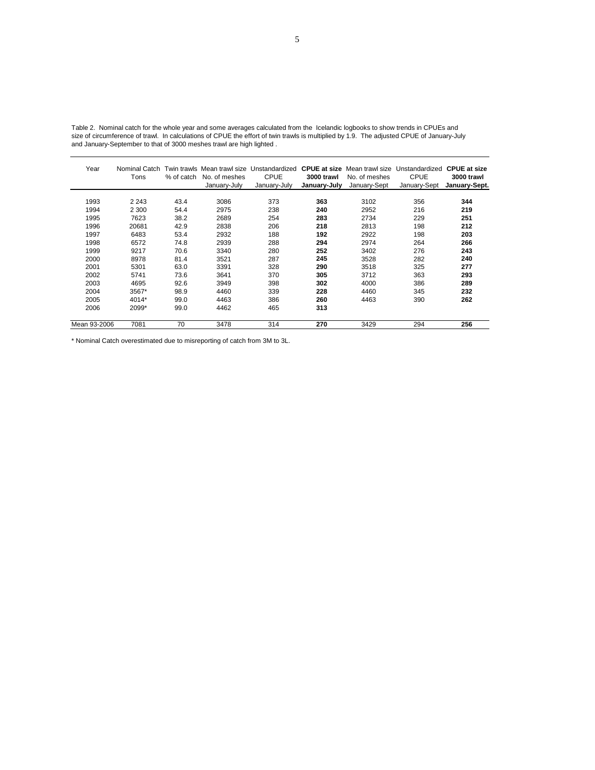Table 2. Nominal catch for the whole year and some averages calculated from the Icelandic logbooks to show trends in CPUEs and size of circumference of trawl. In calculations of CPUE the effort of twin trawls is multiplied by 1.9. The adjusted CPUE of January-July and January-September to that of 3000 meshes trawl are high lighted .

| Year | Nominal Catch Tons | Twin trawls % of catch | Mean trawl size No. of meshes January-July | Unstandardized CPUE January-July | **CPUE at size 3000 trawl January-July** | Mean trawl size No. of meshes January-Sept | Unstandardized CPUE January-Sept | **CPUE at size 3000 trawl January-Sept.** |
|---|---|---|---|---|---|---|---|---|
| 1993 | 2 243 | 43.4 | 3086 | 373 | **363** | 3102 | 356 | **344** |
| 1994 | 2 300 | 54.4 | 2975 | 238 | **240** | 2952 | 216 | **219** |
| 1995 | 7623 | 38.2 | 2689 | 254 | **283** | 2734 | 229 | **251** |
| 1996 | 20681 | 42.9 | 2838 | 206 | **218** | 2813 | 198 | **212** |
| 1997 | 6483 | 53.4 | 2932 | 188 | **192** | 2922 | 198 | **203** |
| 1998 | 6572 | 74.8 | 2939 | 288 | **294** | 2974 | 264 | **266** |
| 1999 | 9217 | 70.6 | 3340 | 280 | **252** | 3402 | 276 | **243** |
| 2000 | 8978 | 81.4 | 3521 | 287 | **245** | 3528 | 282 | **240** |
| 2001 | 5301 | 63.0 | 3391 | 328 | **290** | 3518 | 325 | **277** |
| 2002 | 5741 | 73.6 | 3641 | 370 | **305** | 3712 | 363 | **293** |
| 2003 | 4695 | 92.6 | 3949 | 398 | **302** | 4000 | 386 | **289** |
| 2004 | 3567* | 98.9 | 4460 | 339 | **228** | 4460 | 345 | **232** |
| 2005 | 4014* | 99.0 | 4463 | 386 | **260** | 4463 | 390 | **262** |
| 2006 | 2099* | 99.0 | 4462 | 465 | **313** | | | |
| Mean 93-2006 | 7081 | 70 | 3478 | 314 | **270** | 3429 | 294 | **256** |

\* Nominal Catch overestimated due to misreporting of catch from 3M to 3L.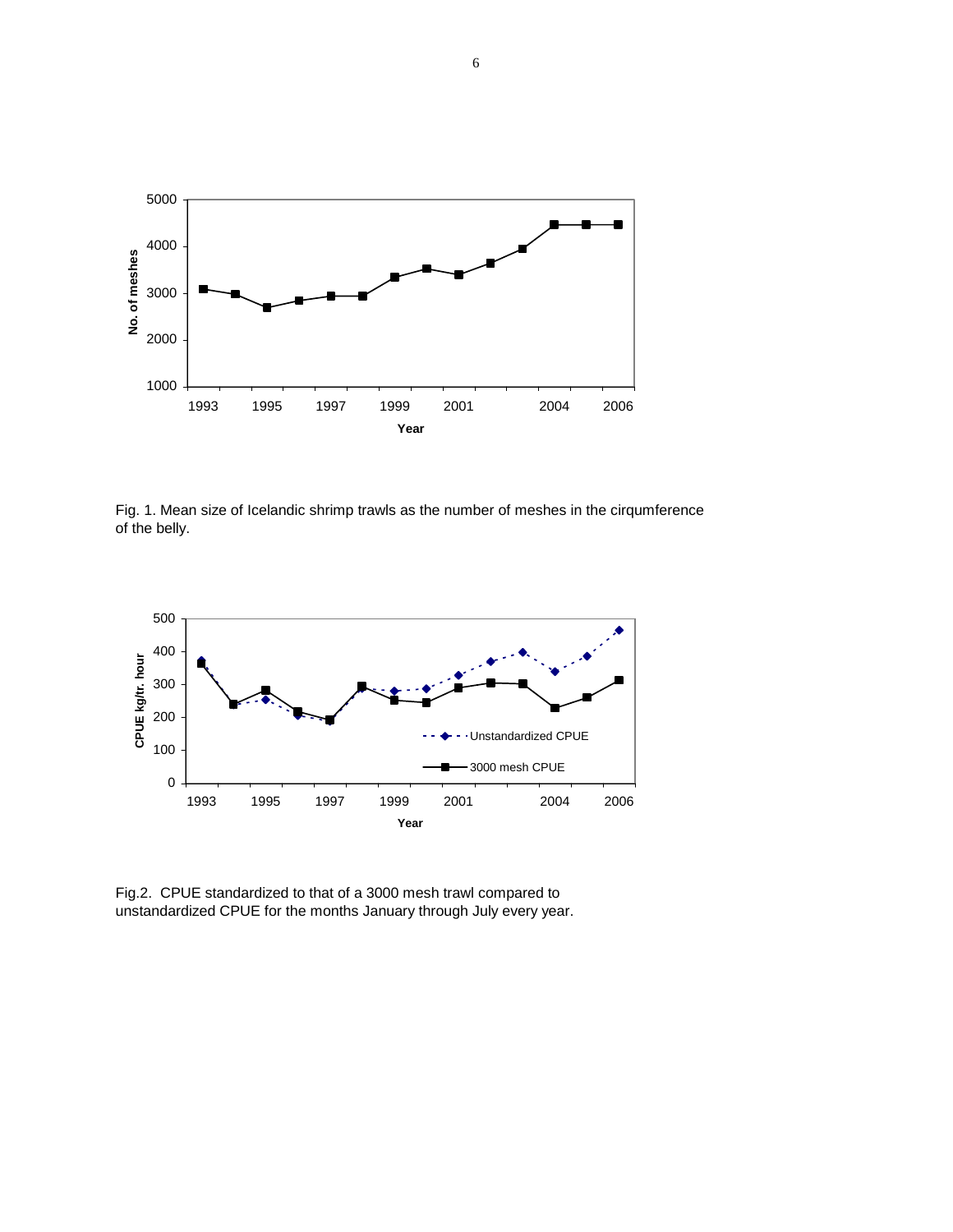5000

4000

3000

2000

1000

No. of meshes

1993 1995 1997 1999 2001 2004 2006

Year

Fig. 1. Mean size of Icelandic shrimp trawls as the number of meshes in the cirqumference of the belly.

500

400

300

200

100

0

CPUE kg/tr. hour

Unstandardized CPUE

3000 mesh CPUE

1993 1995 1997 1999 2001 2004 2006

Year

Fig.2. CPUE standardized to that of a 3000 mesh trawl compared to unstandardized CPUE for the months January through July every year.